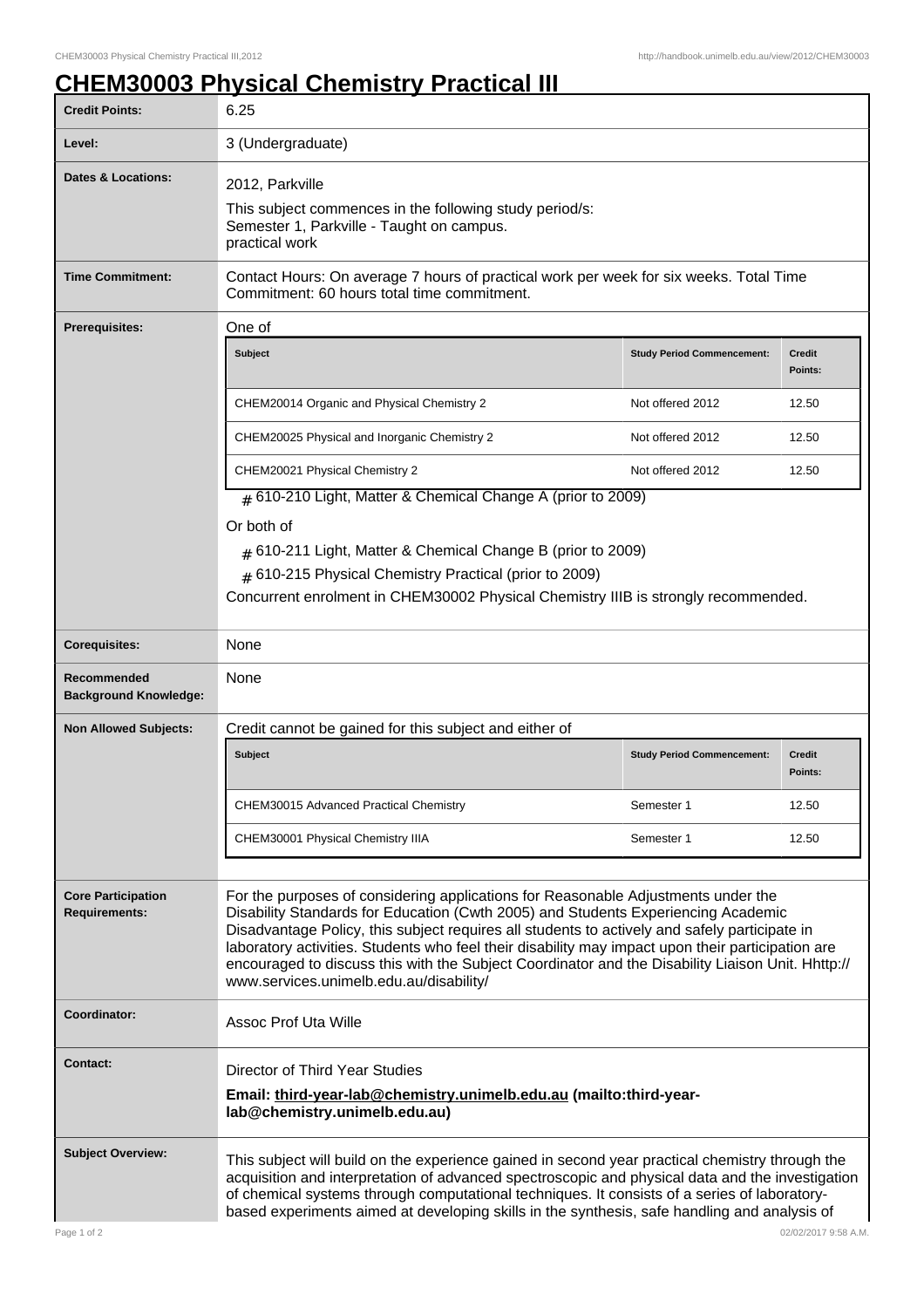# CHEM30003 Physical Chemistry Practical III

| | |
|---|---|
| **Credit Points:** | 6.25 |
| **Level:** | 3 (Undergraduate) |
| **Dates & Locations:** | 2012, Parkville<br>This subject commences in the following study period/s:<br>Semester 1, Parkville - Taught on campus.<br>practical work |
| **Time Commitment:** | Contact Hours: On average 7 hours of practical work per week for six weeks. Total Time Commitment: 60 hours total time commitment. |
| **Prerequisites:** | One of<br><br>**Subject** / **Study Period Commencement:** / **Credit Points:**<br>CHEM20014 Organic and Physical Chemistry 2 / Not offered 2012 / 12.50<br>CHEM20025 Physical and Inorganic Chemistry 2 / Not offered 2012 / 12.50<br>CHEM20021 Physical Chemistry 2 / Not offered 2012 / 12.50<br><br># 610-210 Light, Matter & Chemical Change A (prior to 2009)<br><br>Or both of<br><br># 610-211 Light, Matter & Chemical Change B (prior to 2009)<br># 610-215 Physical Chemistry Practical (prior to 2009)<br><br>Concurrent enrolment in CHEM30002 Physical Chemistry IIIB is strongly recommended. |
| **Corequisites:** | None |
| **Recommended Background Knowledge:** | None |
| **Non Allowed Subjects:** | Credit cannot be gained for this subject and either of<br><br>**Subject** / **Study Period Commencement:** / **Credit Points:**<br>CHEM30015 Advanced Practical Chemistry / Semester 1 / 12.50<br>CHEM30001 Physical Chemistry IIIA / Semester 1 / 12.50 |
| **Core Participation Requirements:** | For the purposes of considering applications for Reasonable Adjustments under the Disability Standards for Education (Cwth 2005) and Students Experiencing Academic Disadvantage Policy, this subject requires all students to actively and safely participate in laboratory activities. Students who feel their disability may impact upon their participation are encouraged to discuss this with the Subject Coordinator and the Disability Liaison Unit. Hhttp://www.services.unimelb.edu.au/disability/ |
| **Coordinator:** | Assoc Prof Uta Wille |
| **Contact:** | Director of Third Year Studies<br>**Email: third-year-lab@chemistry.unimelb.edu.au (mailto:third-year-lab@chemistry.unimelb.edu.au)** |
| **Subject Overview:** | This subject will build on the experience gained in second year practical chemistry through the acquisition and interpretation of advanced spectroscopic and physical data and the investigation of chemical systems through computational techniques. It consists of a series of laboratory-based experiments aimed at developing skills in the synthesis, safe handling and analysis of |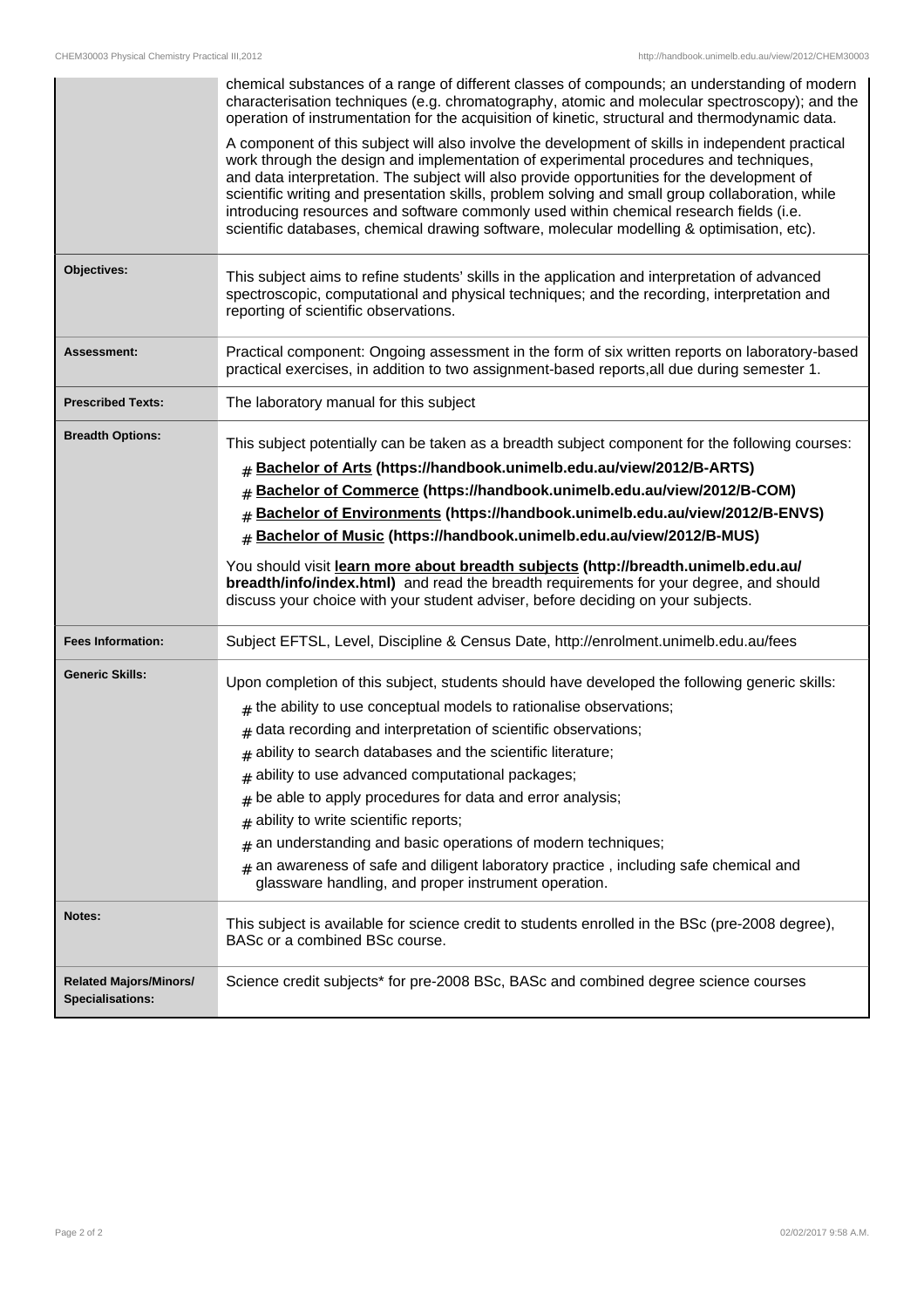| | |
|---|---|
| | chemical substances of a range of different classes of compounds; an understanding of modern characterisation techniques (e.g. chromatography, atomic and molecular spectroscopy); and the operation of instrumentation for the acquisition of kinetic, structural and thermodynamic data.<br><br>A component of this subject will also involve the development of skills in independent practical work through the design and implementation of experimental procedures and techniques, and data interpretation. The subject will also provide opportunities for the development of scientific writing and presentation skills, problem solving and small group collaboration, while introducing resources and software commonly used within chemical research fields (i.e. scientific databases, chemical drawing software, molecular modelling & optimisation, etc). |
| **Objectives:** | This subject aims to refine students' skills in the application and interpretation of advanced spectroscopic, computational and physical techniques; and the recording, interpretation and reporting of scientific observations. |
| **Assessment:** | Practical component: Ongoing assessment in the form of six written reports on laboratory-based practical exercises, in addition to two assignment-based reports,all due during semester 1. |
| **Prescribed Texts:** | The laboratory manual for this subject |
| **Breadth Options:** | This subject potentially can be taken as a breadth subject component for the following courses:<br># **Bachelor of Arts (https://handbook.unimelb.edu.au/view/2012/B-ARTS)**<br># **Bachelor of Commerce (https://handbook.unimelb.edu.au/view/2012/B-COM)**<br># **Bachelor of Environments (https://handbook.unimelb.edu.au/view/2012/B-ENVS)**<br># **Bachelor of Music (https://handbook.unimelb.edu.au/view/2012/B-MUS)**<br><br>You should visit **learn more about breadth subjects (http://breadth.unimelb.edu.au/breadth/info/index.html)** and read the breadth requirements for your degree, and should discuss your choice with your student adviser, before deciding on your subjects. |
| **Fees Information:** | Subject EFTSL, Level, Discipline & Census Date, http://enrolment.unimelb.edu.au/fees |
| **Generic Skills:** | Upon completion of this subject, students should have developed the following generic skills:<br># the ability to use conceptual models to rationalise observations;<br># data recording and interpretation of scientific observations;<br># ability to search databases and the scientific literature;<br># ability to use advanced computational packages;<br># be able to apply procedures for data and error analysis;<br># ability to write scientific reports;<br># an understanding and basic operations of modern techniques;<br># an awareness of safe and diligent laboratory practice , including safe chemical and glassware handling, and proper instrument operation. |
| **Notes:** | This subject is available for science credit to students enrolled in the BSc (pre-2008 degree), BASc or a combined BSc course. |
| **Related Majors/Minors/ Specialisations:** | Science credit subjects* for pre-2008 BSc, BASc and combined degree science courses |